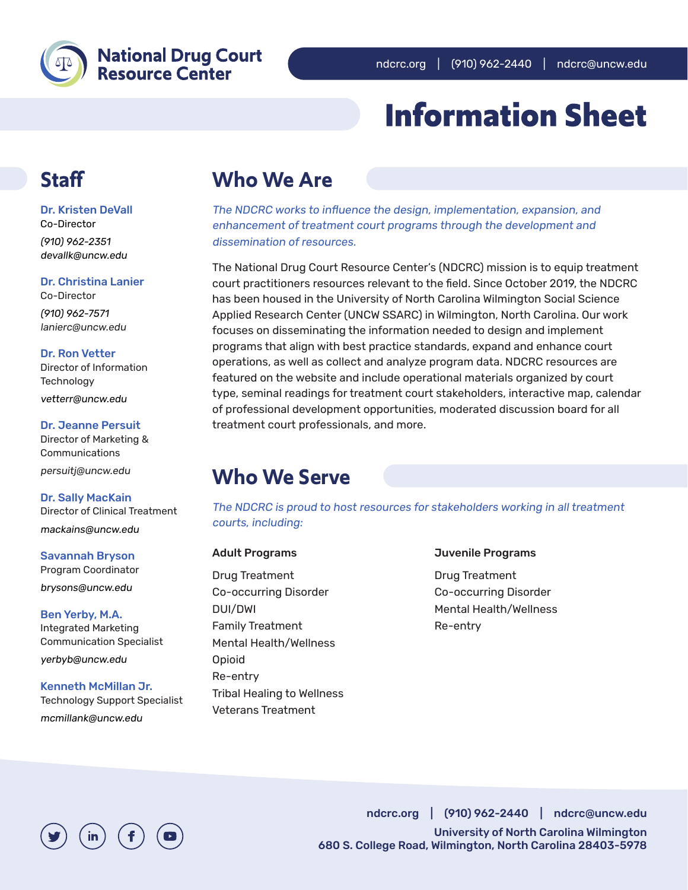# National Drug Court Resource Center

ndcrc.org | (910) 962-2440 | ndcrc@uncw.edu

# Information Sheet

## Staff

**Dr. Kristen DeVall**
Co-Director
*(910) 962-2351*
*devallk@uncw.edu*

**Dr. Christina Lanier**
Co-Director
*(910) 962-7571*
*lanierc@uncw.edu*

**Dr. Ron Vetter**
Director of Information Technology
*vetterr@uncw.edu*

**Dr. Jeanne Persuit**
Director of Marketing & Communications
*persuitj@uncw.edu*

**Dr. Sally MacKain**
Director of Clinical Treatment
*mackains@uncw.edu*

**Savannah Bryson**
Program Coordinator
*brysons@uncw.edu*

**Ben Yerby, M.A.**
Integrated Marketing Communication Specialist
*yerbyb@uncw.edu*

**Kenneth McMillan Jr.**
Technology Support Specialist
*mcmillank@uncw.edu*

## Who We Are

*The NDCRC works to influence the design, implementation, expansion, and enhancement of treatment court programs through the development and dissemination of resources.*

The National Drug Court Resource Center's (NDCRC) mission is to equip treatment court practitioners resources relevant to the field. Since October 2019, the NDCRC has been housed in the University of North Carolina Wilmington Social Science Applied Research Center (UNCW SSARC) in Wilmington, North Carolina. Our work focuses on disseminating the information needed to design and implement programs that align with best practice standards, expand and enhance court operations, as well as collect and analyze program data. NDCRC resources are featured on the website and include operational materials organized by court type, seminal readings for treatment court stakeholders, interactive map, calendar of professional development opportunities, moderated discussion board for all treatment court professionals, and more.

## Who We Serve

*The NDCRC is proud to host resources for stakeholders working in all treatment courts, including:*

**Adult Programs**

- Drug Treatment
- Co-occurring Disorder
- DUI/DWI
- Family Treatment
- Mental Health/Wellness
- Opioid
- Re-entry
- Tribal Healing to Wellness
- Veterans Treatment

**Juvenile Programs**

- Drug Treatment
- Co-occurring Disorder
- Mental Health/Wellness
- Re-entry

ndcrc.org | (910) 962-2440 | ndcrc@uncw.edu

University of North Carolina Wilmington
680 S. College Road, Wilmington, North Carolina 28403-5978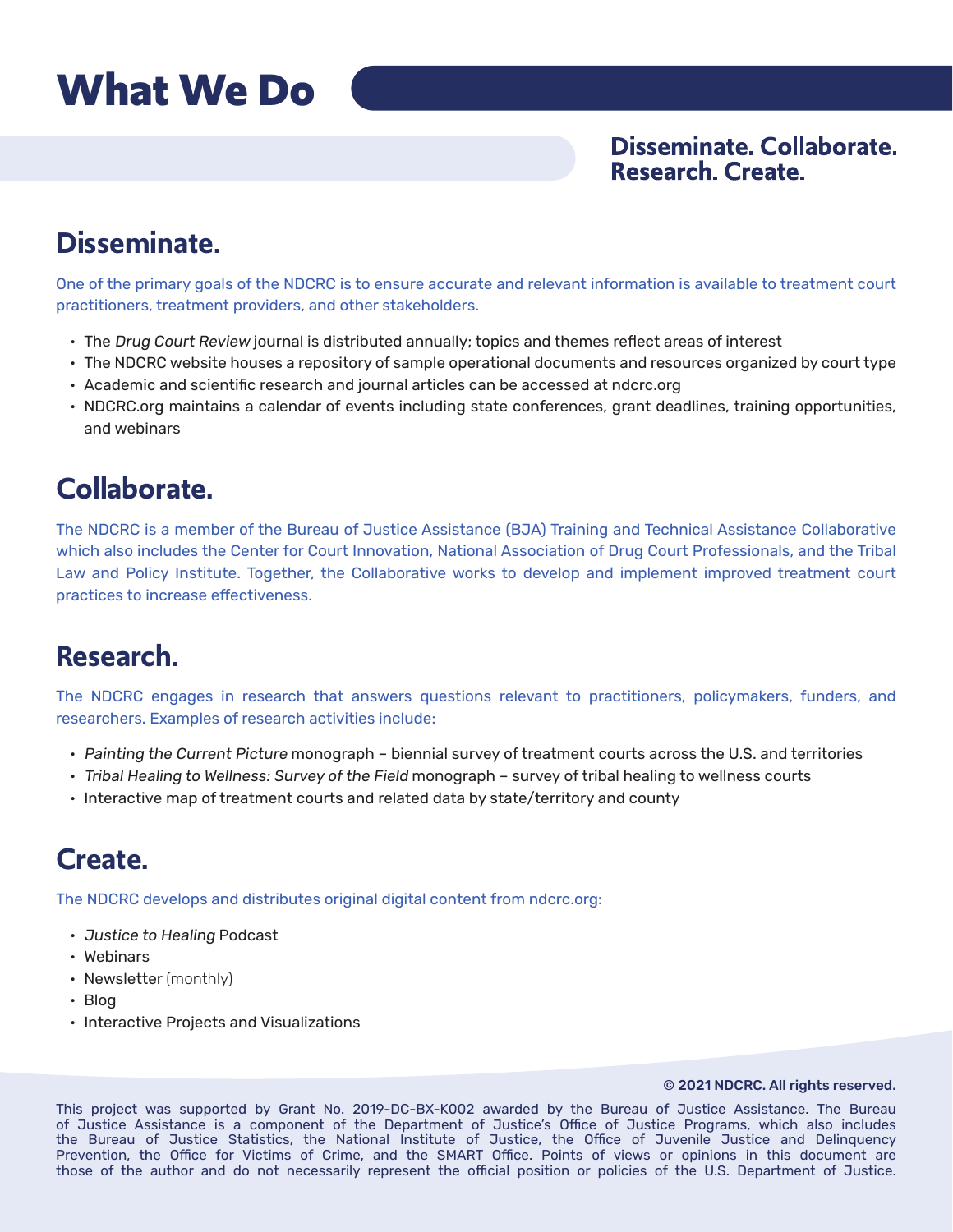# What We Do

**Disseminate. Collaborate. Research. Create.**

## Disseminate.

One of the primary goals of the NDCRC is to ensure accurate and relevant information is available to treatment court practitioners, treatment providers, and other stakeholders.

- The *Drug Court Review* journal is distributed annually; topics and themes reflect areas of interest
- The NDCRC website houses a repository of sample operational documents and resources organized by court type
- Academic and scientific research and journal articles can be accessed at ndcrc.org
- NDCRC.org maintains a calendar of events including state conferences, grant deadlines, training opportunities, and webinars

## Collaborate.

The NDCRC is a member of the Bureau of Justice Assistance (BJA) Training and Technical Assistance Collaborative which also includes the Center for Court Innovation, National Association of Drug Court Professionals, and the Tribal Law and Policy Institute. Together, the Collaborative works to develop and implement improved treatment court practices to increase effectiveness.

## Research.

The NDCRC engages in research that answers questions relevant to practitioners, policymakers, funders, and researchers. Examples of research activities include:

- *Painting the Current Picture* monograph – biennial survey of treatment courts across the U.S. and territories
- *Tribal Healing to Wellness: Survey of the Field* monograph – survey of tribal healing to wellness courts
- Interactive map of treatment courts and related data by state/territory and county

## Create.

The NDCRC develops and distributes original digital content from ndcrc.org:

- *Justice to Healing* Podcast
- Webinars
- Newsletter (monthly)
- Blog
- Interactive Projects and Visualizations

**© 2021 NDCRC. All rights reserved.**

This project was supported by Grant No. 2019-DC-BX-K002 awarded by the Bureau of Justice Assistance. The Bureau of Justice Assistance is a component of the Department of Justice's Office of Justice Programs, which also includes the Bureau of Justice Statistics, the National Institute of Justice, the Office of Juvenile Justice and Delinquency Prevention, the Office for Victims of Crime, and the SMART Office. Points of views or opinions in this document are those of the author and do not necessarily represent the official position or policies of the U.S. Department of Justice.